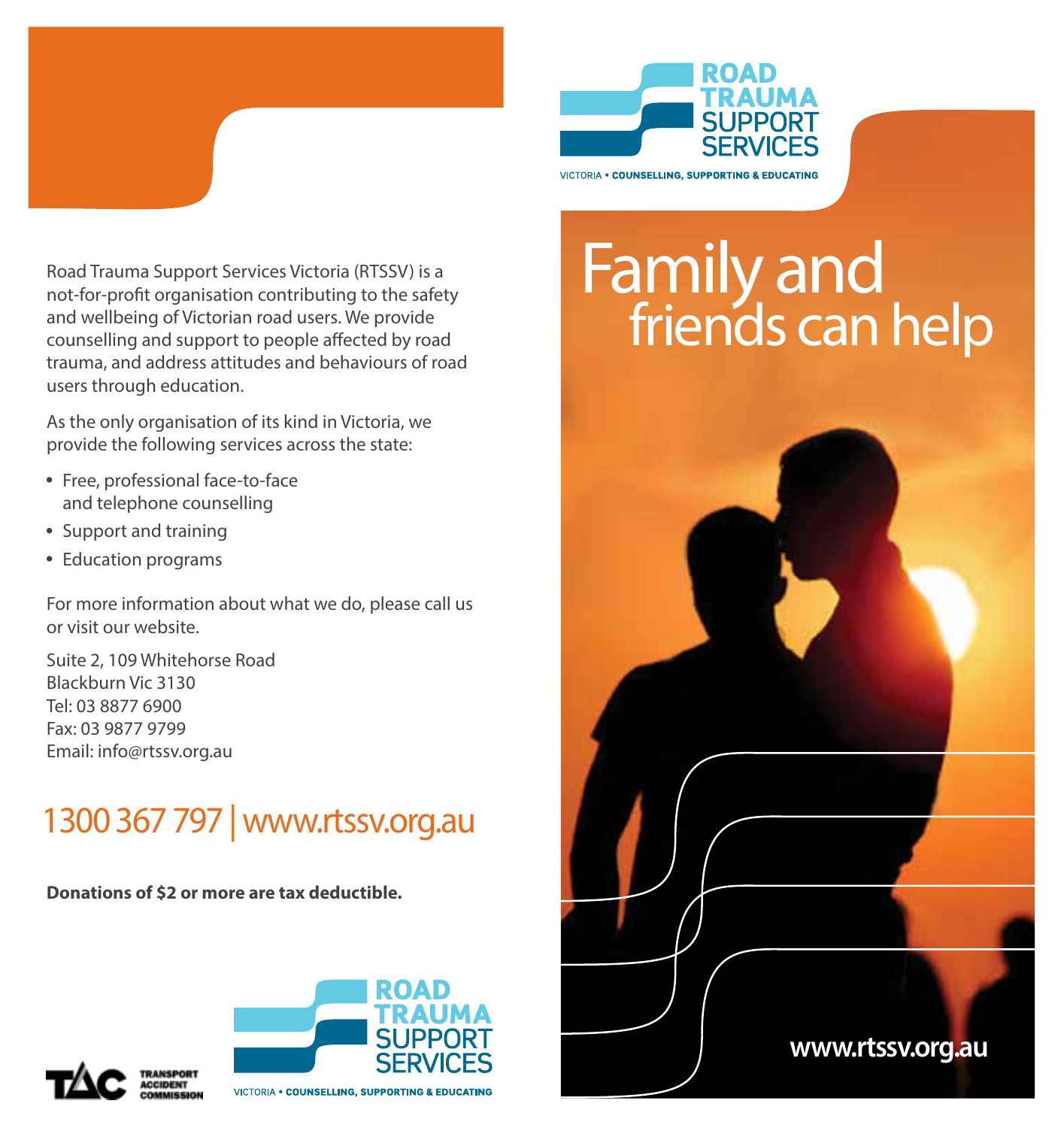Road Trauma Support Services Victoria (RTSSV) is a not-for-profit organisation contributing to the safety and wellbeing of Victorian road users. We provide counselling and support to people affected by road trauma, and address attitudes and behaviours of road users through education.

As the only organisation of its kind in Victoria, we provide the following services across the state:

- Free, professional face-to-face and telephone counselling
- Support and training
- Education programs

For more information about what we do, please call us or visit our website.

Suite 2, 109 Whitehorse Road
Blackburn Vic 3130
Tel: 03 8877 6900
Fax: 03 9877 9799
Email: info@rtssv.org.au

## 1300 367 797 | www.rtssv.org.au

**Donations of $2 or more are tax deductible.**

TAC TRANSPORT ACCIDENT COMMISSION

ROAD TRAUMA SUPPORT SERVICES
VICTORIA • COUNSELLING, SUPPORTING & EDUCATING

ROAD TRAUMA SUPPORT SERVICES
VICTORIA • COUNSELLING, SUPPORTING & EDUCATING

# Family and friends can help

www.rtssv.org.au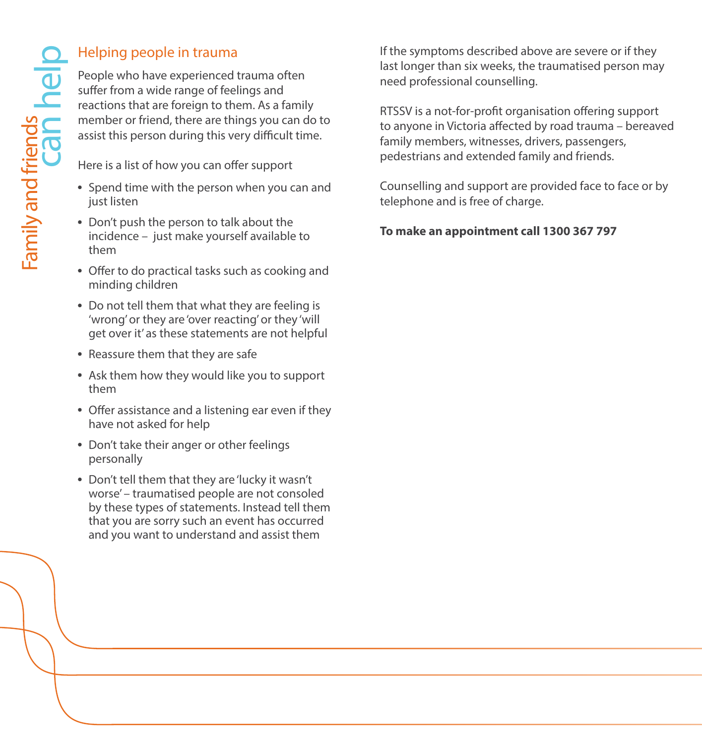# Family and friends can help

## Helping people in trauma

People who have experienced trauma often suffer from a wide range of feelings and reactions that are foreign to them. As a family member or friend, there are things you can do to assist this person during this very difficult time.

Here is a list of how you can offer support

- Spend time with the person when you can and just listen
- Don't push the person to talk about the incidence – just make yourself available to them
- Offer to do practical tasks such as cooking and minding children
- Do not tell them that what they are feeling is 'wrong' or they are 'over reacting' or they 'will get over it' as these statements are not helpful
- Reassure them that they are safe
- Ask them how they would like you to support them
- Offer assistance and a listening ear even if they have not asked for help
- Don't take their anger or other feelings personally
- Don't tell them that they are 'lucky it wasn't worse' – traumatised people are not consoled by these types of statements. Instead tell them that you are sorry such an event has occurred and you want to understand and assist them

If the symptoms described above are severe or if they last longer than six weeks, the traumatised person may need professional counselling.

RTSSV is a not-for-profit organisation offering support to anyone in Victoria affected by road trauma – bereaved family members, witnesses, drivers, passengers, pedestrians and extended family and friends.

Counselling and support are provided face to face or by telephone and is free of charge.

**To make an appointment call 1300 367 797**